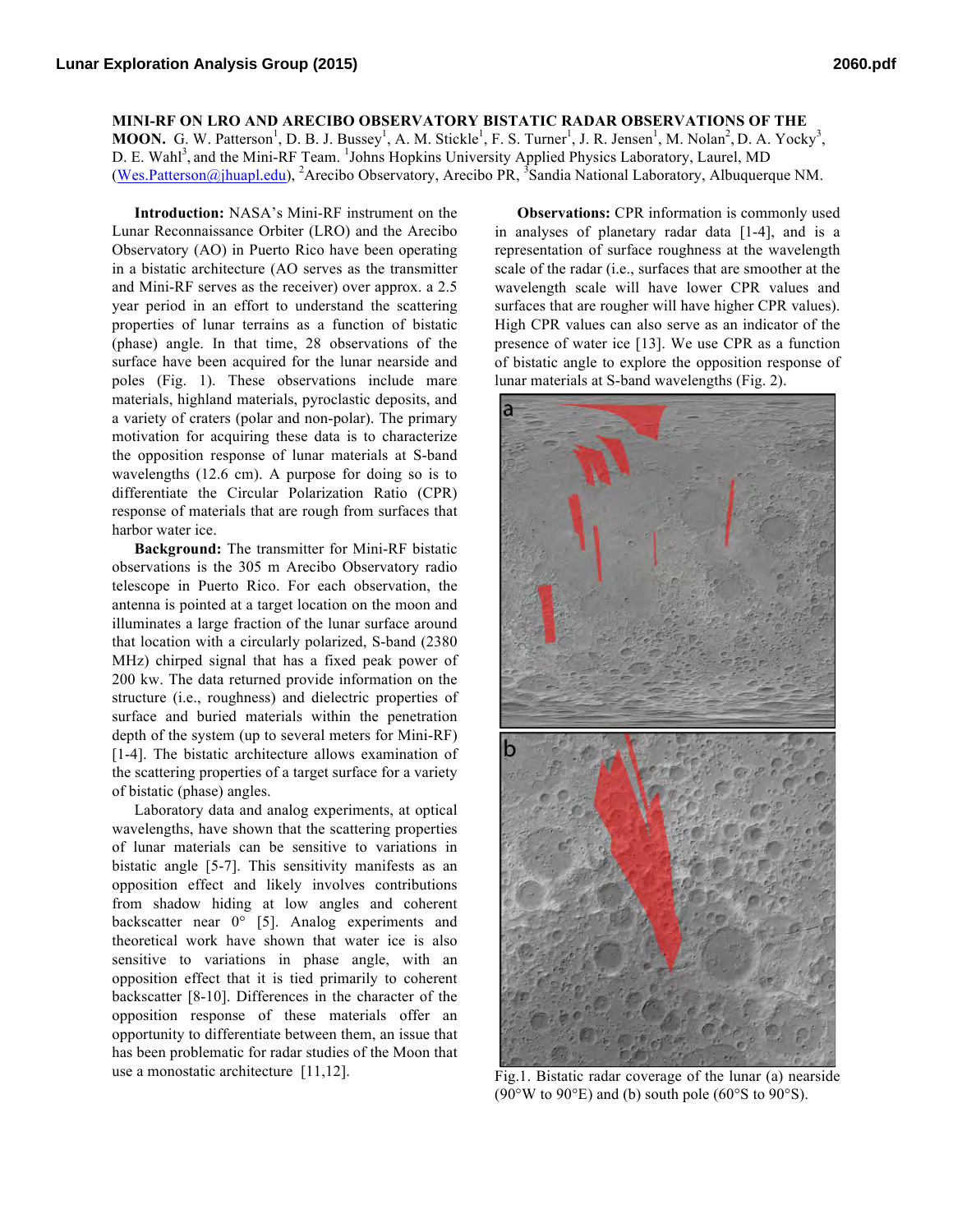# MINI-RF ON LRO AND ARECIBO OBSERVATORY BISTATIC RADAR OBSERVATIONS OF THE MOON.

G. W. Patterson[1], D. B. J. Bussey[1], A. M. Stickle[1], F. S. Turner[1], J. R. Jensen[1], M. Nolan[2], D. A. Yocky[3], D. E. Wahl[3], and the Mini-RF Team. [1]Johns Hopkins University Applied Physics Laboratory, Laurel, MD (Wes.Patterson@jhuapl.edu), [2]Arecibo Observatory, Arecibo PR, [3]Sandia National Laboratory, Albuquerque NM.

**Introduction:** NASA's Mini-RF instrument on the Lunar Reconnaissance Orbiter (LRO) and the Arecibo Observatory (AO) in Puerto Rico have been operating in a bistatic architecture (AO serves as the transmitter and Mini-RF serves as the receiver) over approx. a 2.5 year period in an effort to understand the scattering properties of lunar terrains as a function of bistatic (phase) angle. In that time, 28 observations of the surface have been acquired for the lunar nearside and poles (Fig. 1). These observations include mare materials, highland materials, pyroclastic deposits, and a variety of craters (polar and non-polar). The primary motivation for acquiring these data is to characterize the opposition response of lunar materials at S-band wavelengths (12.6 cm). A purpose for doing so is to differentiate the Circular Polarization Ratio (CPR) response of materials that are rough from surfaces that harbor water ice.

**Background:** The transmitter for Mini-RF bistatic observations is the 305 m Arecibo Observatory radio telescope in Puerto Rico. For each observation, the antenna is pointed at a target location on the moon and illuminates a large fraction of the lunar surface around that location with a circularly polarized, S-band (2380 MHz) chirped signal that has a fixed peak power of 200 kw. The data returned provide information on the structure (i.e., roughness) and dielectric properties of surface and buried materials within the penetration depth of the system (up to several meters for Mini-RF) [1-4]. The bistatic architecture allows examination of the scattering properties of a target surface for a variety of bistatic (phase) angles.

Laboratory data and analog experiments, at optical wavelengths, have shown that the scattering properties of lunar materials can be sensitive to variations in bistatic angle [5-7]. This sensitivity manifests as an opposition effect and likely involves contributions from shadow hiding at low angles and coherent backscatter near 0° [5]. Analog experiments and theoretical work have shown that water ice is also sensitive to variations in phase angle, with an opposition effect that it is tied primarily to coherent backscatter [8-10]. Differences in the character of the opposition response of these materials offer an opportunity to differentiate between them, an issue that has been problematic for radar studies of the Moon that use a monostatic architecture [11,12].

**Observations:** CPR information is commonly used in analyses of planetary radar data [1-4], and is a representation of surface roughness at the wavelength scale of the radar (i.e., surfaces that are smoother at the wavelength scale will have lower CPR values and surfaces that are rougher will have higher CPR values). High CPR values can also serve as an indicator of the presence of water ice [13]. We use CPR as a function of bistatic angle to explore the opposition response of lunar materials at S-band wavelengths (Fig. 2).

Fig.1. Bistatic radar coverage of the lunar (a) nearside (90°W to 90°E) and (b) south pole (60°S to 90°S).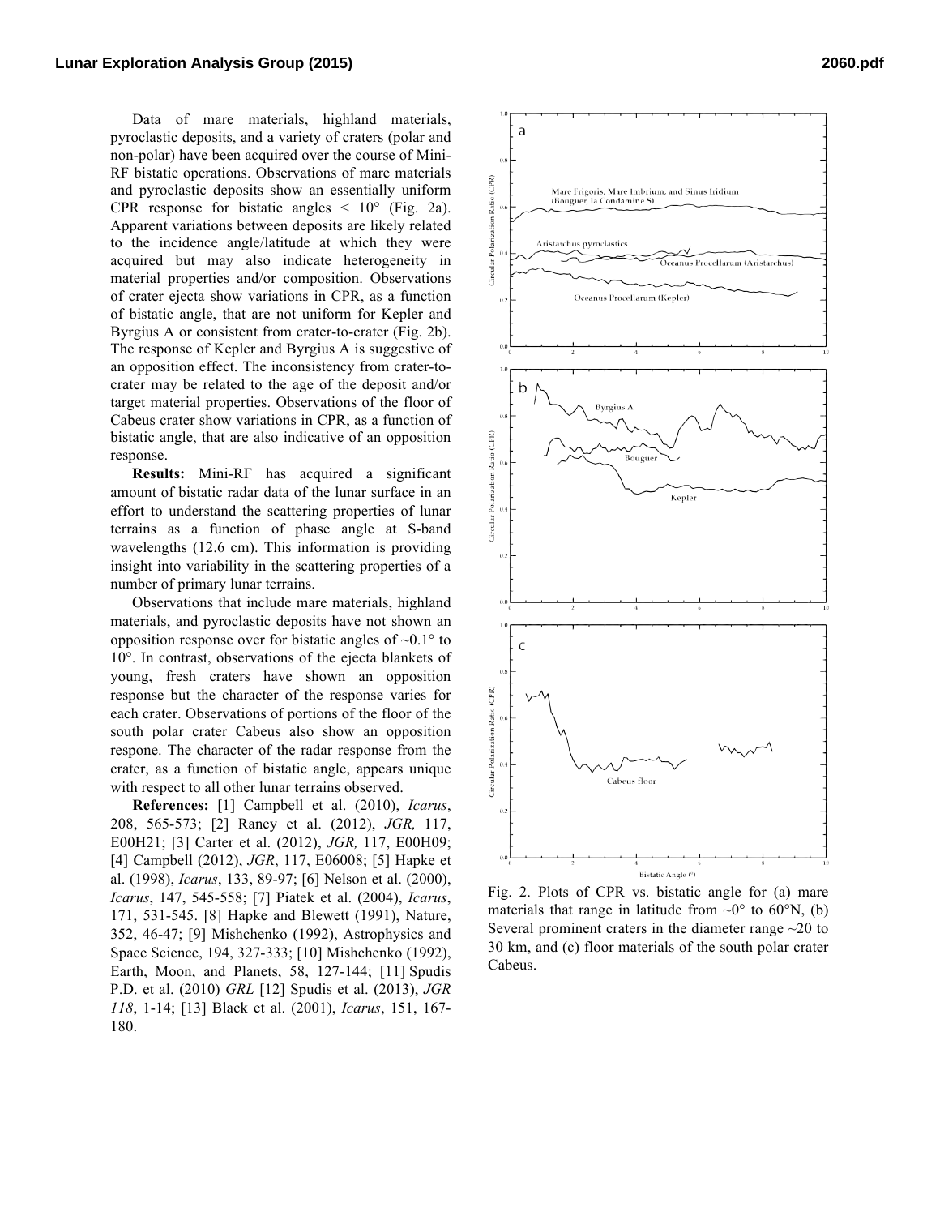Data of mare materials, highland materials, pyroclastic deposits, and a variety of craters (polar and non-polar) have been acquired over the course of Mini-RF bistatic operations. Observations of mare materials and pyroclastic deposits show an essentially uniform CPR response for bistatic angles < 10° (Fig. 2a). Apparent variations between deposits are likely related to the incidence angle/latitude at which they were acquired but may also indicate heterogeneity in material properties and/or composition. Observations of crater ejecta show variations in CPR, as a function of bistatic angle, that are not uniform for Kepler and Byrgius A or consistent from crater-to-crater (Fig. 2b). The response of Kepler and Byrgius A is suggestive of an opposition effect. The inconsistency from crater-to-crater may be related to the age of the deposit and/or target material properties. Observations of the floor of Cabeus crater show variations in CPR, as a function of bistatic angle, that are also indicative of an opposition response.

**Results:** Mini-RF has acquired a significant amount of bistatic radar data of the lunar surface in an effort to understand the scattering properties of lunar terrains as a function of phase angle at S-band wavelengths (12.6 cm). This information is providing insight into variability in the scattering properties of a number of primary lunar terrains.

Observations that include mare materials, highland materials, and pyroclastic deposits have not shown an opposition response over for bistatic angles of ~0.1° to 10°. In contrast, observations of the ejecta blankets of young, fresh craters have shown an opposition response but the character of the response varies for each crater. Observations of portions of the floor of the south polar crater Cabeus also show an opposition respone. The character of the radar response from the crater, as a function of bistatic angle, appears unique with respect to all other lunar terrains observed.

**References:** [1] Campbell et al. (2010), *Icarus*, 208, 565-573; [2] Raney et al. (2012), *JGR,* 117, E00H21; [3] Carter et al. (2012), *JGR,* 117, E00H09; [4] Campbell (2012), *JGR*, 117, E06008; [5] Hapke et al. (1998), *Icarus*, 133, 89-97; [6] Nelson et al. (2000), *Icarus*, 147, 545-558; [7] Piatek et al. (2004), *Icarus*, 171, 531-545. [8] Hapke and Blewett (1991), Nature, 352, 46-47; [9] Mishchenko (1992), Astrophysics and Space Science, 194, 327-333; [10] Mishchenko (1992), Earth, Moon, and Planets, 58, 127-144; [11] Spudis P.D. et al. (2010) *GRL* [12] Spudis et al. (2013), *JGR 118*, 1-14; [13] Black et al. (2001), *Icarus*, 151, 167-180.

a

Mare Frigoris, Mare Imbrium, and Sinus Iridium (Bouguer, la Condamine S)

Aristarchus pyroclastics

Oceanus Procellarum (Aristarchus)

Oceanus Procellarum (Kepler)

b

Byrgius A

Bouguer

Kepler

c

Cabeus floor

Circular Polarization Ratio (CPR)

Bistatic Angle (°)

Fig. 2. Plots of CPR vs. bistatic angle for (a) mare materials that range in latitude from ~0° to 60°N, (b) Several prominent craters in the diameter range ~20 to 30 km, and (c) floor materials of the south polar crater Cabeus.